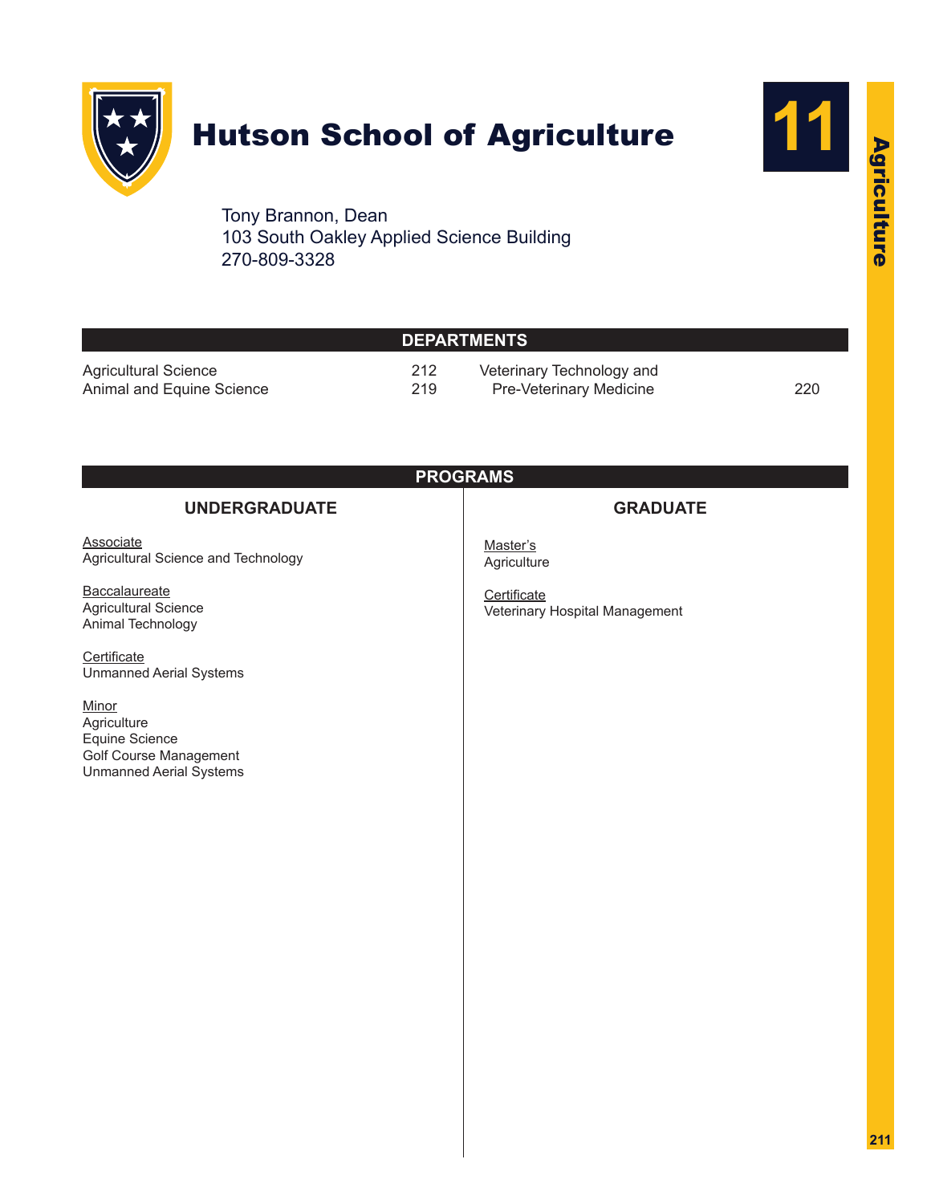# Hutson School of Agriculture

Tony Brannon, Dean
103 South Oakley Applied Science Building
270-809-3328

## DEPARTMENTS

| Department | Page |
|---|---|
| Agricultural Science | 212 |
| Animal and Equine Science | 219 |
| Veterinary Technology and Pre-Veterinary Medicine | 220 |

## PROGRAMS

### UNDERGRADUATE

Associate
Agricultural Science and Technology

Baccalaureate
Agricultural Science
Animal Technology

Certificate
Unmanned Aerial Systems

Minor
Agriculture
Equine Science
Golf Course Management
Unmanned Aerial Systems

### GRADUATE

Master's
Agriculture

Certificate
Veterinary Hospital Management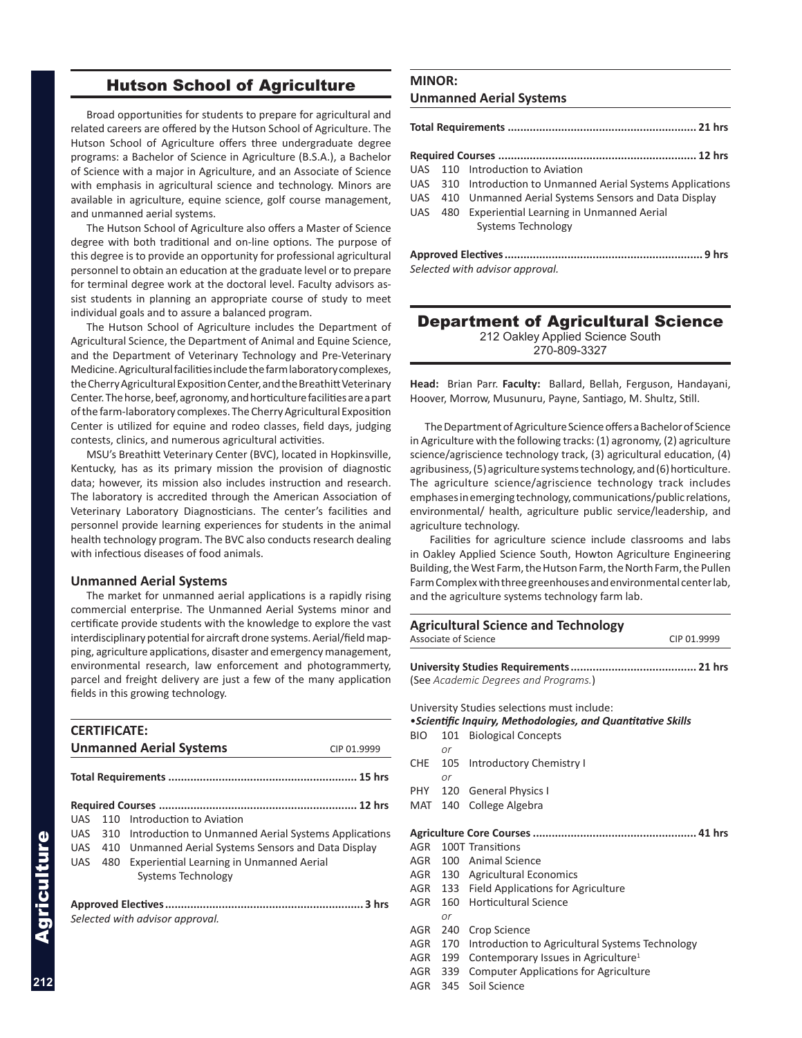## Hutson School of Agriculture

Broad opportunities for students to prepare for agricultural and related careers are offered by the Hutson School of Agriculture. The Hutson School of Agriculture offers three undergraduate degree programs: a Bachelor of Science in Agriculture (B.S.A.), a Bachelor of Science with a major in Agriculture, and an Associate of Science with emphasis in agricultural science and technology. Minors are available in agriculture, equine science, golf course management, and unmanned aerial systems.

The Hutson School of Agriculture also offers a Master of Science degree with both traditional and on-line options. The purpose of this degree is to provide an opportunity for professional agricultural personnel to obtain an education at the graduate level or to prepare for terminal degree work at the doctoral level. Faculty advisors assist students in planning an appropriate course of study to meet individual goals and to assure a balanced program.

The Hutson School of Agriculture includes the Department of Agricultural Science, the Department of Animal and Equine Science, and the Department of Veterinary Technology and Pre-Veterinary Medicine. Agricultural facilities include the farm laboratory complexes, the Cherry Agricultural Exposition Center, and the Breathitt Veterinary Center. The horse, beef, agronomy, and horticulture facilities are a part of the farm-laboratory complexes. The Cherry Agricultural Exposition Center is utilized for equine and rodeo classes, field days, judging contests, clinics, and numerous agricultural activities.

MSU's Breathitt Veterinary Center (BVC), located in Hopkinsville, Kentucky, has as its primary mission the provision of diagnostic data; however, its mission also includes instruction and research. The laboratory is accredited through the American Association of Veterinary Laboratory Diagnosticians. The center's facilities and personnel provide learning experiences for students in the animal health technology program. The BVC also conducts research dealing with infectious diseases of food animals.

### Unmanned Aerial Systems

The market for unmanned aerial applications is a rapidly rising commercial enterprise. The Unmanned Aerial Systems minor and certificate provide students with the knowledge to explore the vast interdisciplinary potential for aircraft drone systems. Aerial/field mapping, agriculture applications, disaster and emergency management, environmental research, law enforcement and photogrammerty, parcel and freight delivery are just a few of the many application fields in this growing technology.

### CERTIFICATE: Unmanned Aerial Systems

CIP 01.9999

**Total Requirements ........................................................... 15 hrs**

**Required Courses .............................................................. 12 hrs**

UAS 110 Introduction to Aviation
UAS 310 Introduction to Unmanned Aerial Systems Applications
UAS 410 Unmanned Aerial Systems Sensors and Data Display
UAS 480 Experiential Learning in Unmanned Aerial Systems Technology

**Approved Electives .............................................................. 3 hrs**

*Selected with advisor approval.*

### MINOR: Unmanned Aerial Systems

**Total Requirements ........................................................... 21 hrs**

**Required Courses .............................................................. 12 hrs**

UAS 110 Introduction to Aviation
UAS 310 Introduction to Unmanned Aerial Systems Applications
UAS 410 Unmanned Aerial Systems Sensors and Data Display
UAS 480 Experiential Learning in Unmanned Aerial Systems Technology

**Approved Electives .............................................................. 9 hrs**

*Selected with advisor approval.*

## Department of Agricultural Science

212 Oakley Applied Science South
270-809-3327

**Head:** Brian Parr. **Faculty:** Ballard, Bellah, Ferguson, Handayani, Hoover, Morrow, Musunuru, Payne, Santiago, M. Shultz, Still.

The Department of Agriculture Science offers a Bachelor of Science in Agriculture with the following tracks: (1) agronomy, (2) agriculture science/agriscience technology track, (3) agricultural education, (4) agribusiness, (5) agriculture systems technology, and (6) horticulture. The agriculture science/agriscience technology track includes emphases in emerging technology, communications/public relations, environmental/ health, agriculture public service/leadership, and agriculture technology.

Facilities for agriculture science include classrooms and labs in Oakley Applied Science South, Howton Agriculture Engineering Building, the West Farm, the Hutson Farm, the North Farm, the Pullen Farm Complex with three greenhouses and environmental center lab, and the agriculture systems technology farm lab.

### Agricultural Science and Technology

Associate of Science — CIP 01.9999

**University Studies Requirements ........................................ 21 hrs**

(See *Academic Degrees and Programs.*)

University Studies selections must include:

• ***Scientific Inquiry, Methodologies, and Quantitative Skills***

BIO 101 Biological Concepts
*or*
CHE 105 Introductory Chemistry I
*or*
PHY 120 General Physics I
MAT 140 College Algebra

**Agriculture Core Courses ................................................... 41 hrs**

AGR 100T Transitions
AGR 100 Animal Science
AGR 130 Agricultural Economics
AGR 133 Field Applications for Agriculture
AGR 160 Horticultural Science
*or*
AGR 240 Crop Science
AGR 170 Introduction to Agricultural Systems Technology
AGR 199 Contemporary Issues in Agriculture[1]
AGR 339 Computer Applications for Agriculture
AGR 345 Soil Science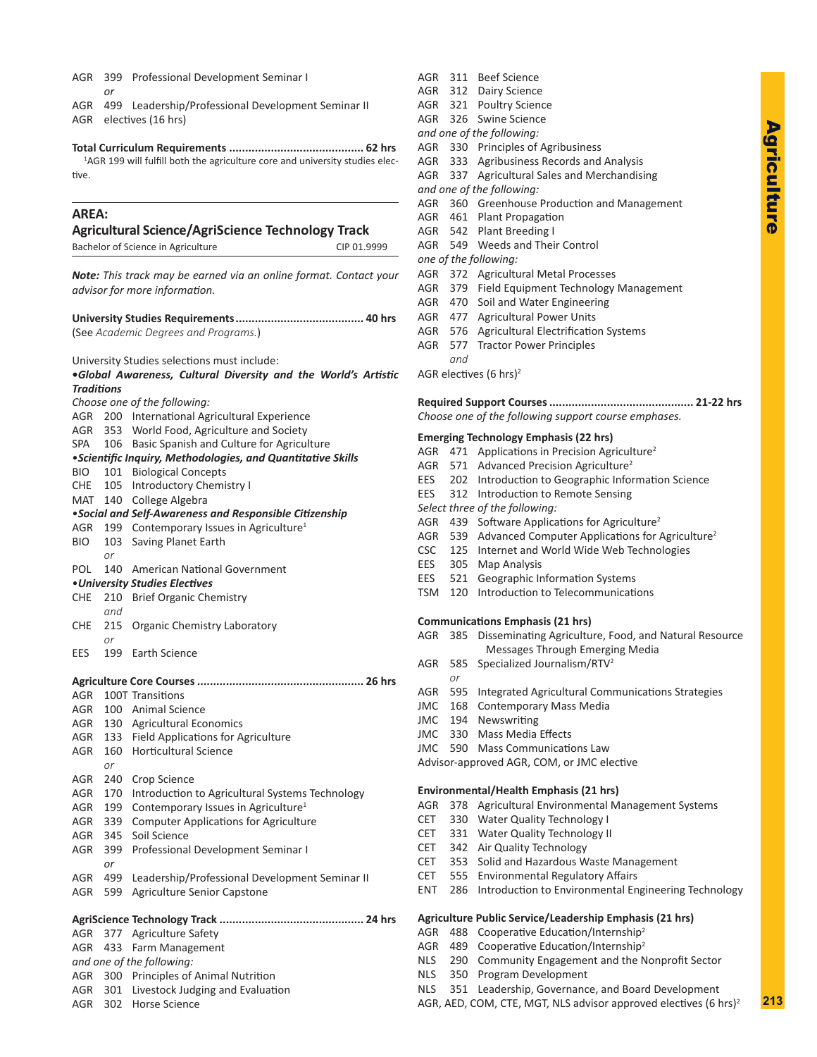AGR 399 Professional Development Seminar I
*or*
AGR 499 Leadership/Professional Development Seminar II
AGR electives (16 hrs)

**Total Curriculum Requirements ......................................... 62 hrs**

[1]AGR 199 will fulfill both the agriculture core and university studies elective.

## AREA:
## Agricultural Science/AgriScience Technology Track

Bachelor of Science in Agriculture — CIP 01.9999

***Note:** This track may be earned via an online format. Contact your advisor for more information.*

**University Studies Requirements ....................................... 40 hrs**
(See *Academic Degrees and Programs.*)

University Studies selections must include:

***•Global Awareness, Cultural Diversity and the World's Artistic Traditions***

*Choose one of the following:*
AGR 200 International Agricultural Experience
AGR 353 World Food, Agriculture and Society
SPA 106 Basic Spanish and Culture for Agriculture

***•Scientific Inquiry, Methodologies, and Quantitative Skills***
BIO 101 Biological Concepts
CHE 105 Introductory Chemistry I
MAT 140 College Algebra

***•Social and Self-Awareness and Responsible Citizenship***
AGR 199 Contemporary Issues in Agriculture[1]
BIO 103 Saving Planet Earth
*or*
POL 140 American National Government

***•University Studies Electives***
CHE 210 Brief Organic Chemistry
*and*
CHE 215 Organic Chemistry Laboratory
*or*
EES 199 Earth Science

**Agriculture Core Courses ................................................... 26 hrs**
AGR 100T Transitions
AGR 100 Animal Science
AGR 130 Agricultural Economics
AGR 133 Field Applications for Agriculture
AGR 160 Horticultural Science
*or*
AGR 240 Crop Science
AGR 170 Introduction to Agricultural Systems Technology
AGR 199 Contemporary Issues in Agriculture[1]
AGR 339 Computer Applications for Agriculture
AGR 345 Soil Science
AGR 399 Professional Development Seminar I
*or*
AGR 499 Leadership/Professional Development Seminar II
AGR 599 Agriculture Senior Capstone

**AgriScience Technology Track ............................................ 24 hrs**
AGR 377 Agriculture Safety
AGR 433 Farm Management
*and one of the following:*
AGR 300 Principles of Animal Nutrition
AGR 301 Livestock Judging and Evaluation
AGR 302 Horse Science
AGR 311 Beef Science
AGR 312 Dairy Science
AGR 321 Poultry Science
AGR 326 Swine Science
*and one of the following:*
AGR 330 Principles of Agribusiness
AGR 333 Agribusiness Records and Analysis
AGR 337 Agricultural Sales and Merchandising
*and one of the following:*
AGR 360 Greenhouse Production and Management
AGR 461 Plant Propagation
AGR 542 Plant Breeding I
AGR 549 Weeds and Their Control
*one of the following:*
AGR 372 Agricultural Metal Processes
AGR 379 Field Equipment Technology Management
AGR 470 Soil and Water Engineering
AGR 477 Agricultural Power Units
AGR 576 Agricultural Electrification Systems
AGR 577 Tractor Power Principles
*and*
AGR electives (6 hrs)[2]

**Required Support Courses ............................................ 21-22 hrs**
*Choose one of the following support course emphases.*

**Emerging Technology Emphasis (22 hrs)**
AGR 471 Applications in Precision Agriculture[2]
AGR 571 Advanced Precision Agriculture[2]
EES 202 Introduction to Geographic Information Science
EES 312 Introduction to Remote Sensing
*Select three of the following:*
AGR 439 Software Applications for Agriculture[2]
AGR 539 Advanced Computer Applications for Agriculture[2]
CSC 125 Internet and World Wide Web Technologies
EES 305 Map Analysis
EES 521 Geographic Information Systems
TSM 120 Introduction to Telecommunications

**Communications Emphasis (21 hrs)**
AGR 385 Disseminating Agriculture, Food, and Natural Resource Messages Through Emerging Media
AGR 585 Specialized Journalism/RTV[2]
*or*
AGR 595 Integrated Agricultural Communications Strategies
JMC 168 Contemporary Mass Media
JMC 194 Newswriting
JMC 330 Mass Media Effects
JMC 590 Mass Communications Law
Advisor-approved AGR, COM, or JMC elective

**Environmental/Health Emphasis (21 hrs)**
AGR 378 Agricultural Environmental Management Systems
CET 330 Water Quality Technology I
CET 331 Water Quality Technology II
CET 342 Air Quality Technology
CET 353 Solid and Hazardous Waste Management
CET 555 Environmental Regulatory Affairs
ENT 286 Introduction to Environmental Engineering Technology

**Agriculture Public Service/Leadership Emphasis (21 hrs)**
AGR 488 Cooperative Education/Internship[2]
AGR 489 Cooperative Education/Internship[2]
NLS 290 Community Engagement and the Nonprofit Sector
NLS 350 Program Development
NLS 351 Leadership, Governance, and Board Development
AGR, AED, COM, CTE, MGT, NLS advisor approved electives (6 hrs)[2]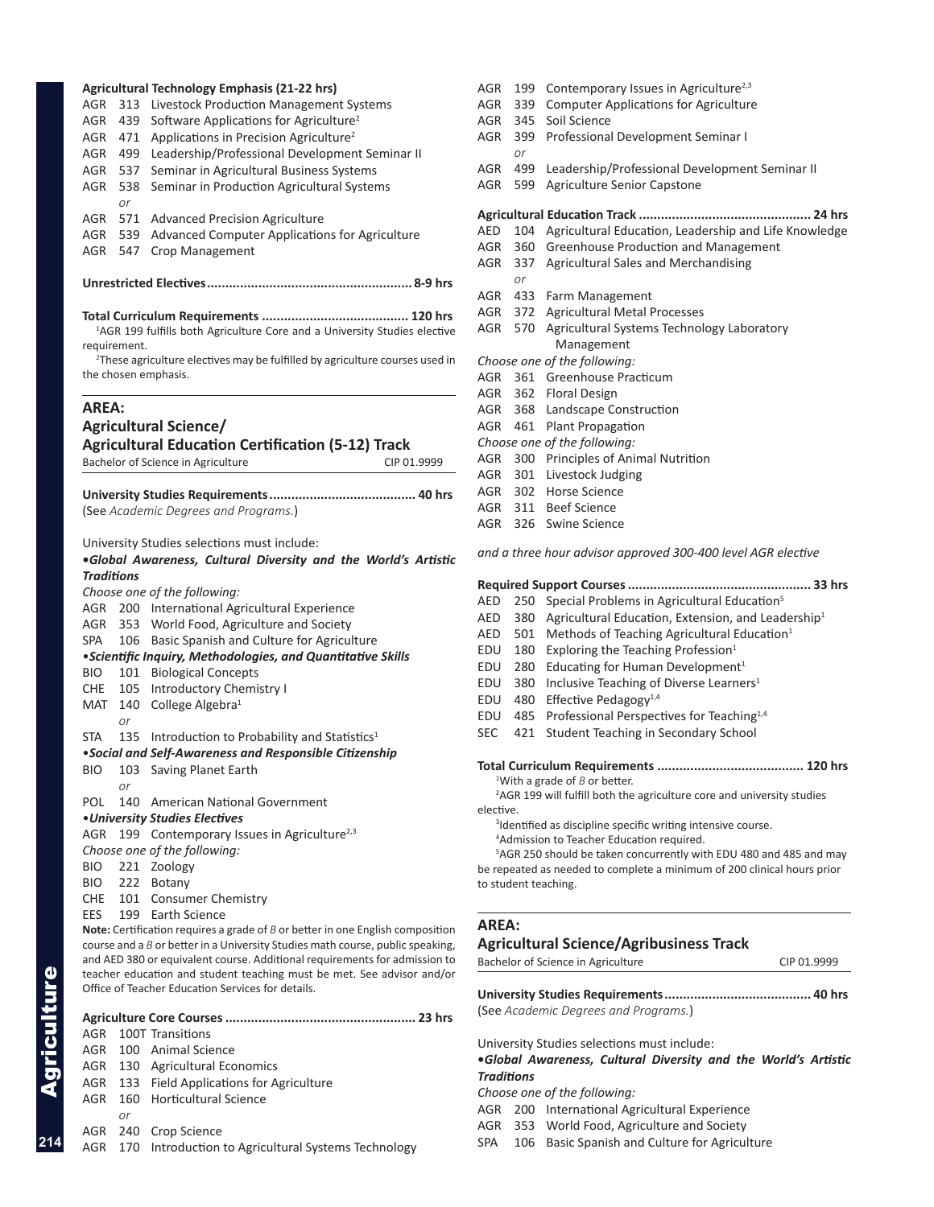**Agricultural Technology Emphasis (21-22 hrs)**

AGR 313 Livestock Production Management Systems
AGR 439 Software Applications for Agriculture[2]
AGR 471 Applications in Precision Agriculture[2]
AGR 499 Leadership/Professional Development Seminar II
AGR 537 Seminar in Agricultural Business Systems
AGR 538 Seminar in Production Agricultural Systems
*or*
AGR 571 Advanced Precision Agriculture
AGR 539 Advanced Computer Applications for Agriculture
AGR 547 Crop Management

**Unrestricted Electives....................................................... 8-9 hrs**

**Total Curriculum Requirements ....................................... 120 hrs**

[1]AGR 199 fulfills both Agriculture Core and a University Studies elective requirement.

[2]These agriculture electives may be fulfilled by agriculture courses used in the chosen emphasis.

## AREA:
## Agricultural Science/ Agricultural Education Certification (5-12) Track

Bachelor of Science in Agriculture CIP 01.9999

**University Studies Requirements....................................... 40 hrs**
(See *Academic Degrees and Programs.*)

University Studies selections must include:

•***Global Awareness, Cultural Diversity and the World's Artistic Traditions***

*Choose one of the following:*
AGR 200 International Agricultural Experience
AGR 353 World Food, Agriculture and Society
SPA 106 Basic Spanish and Culture for Agriculture

•***Scientific Inquiry, Methodologies, and Quantitative Skills***

BIO 101 Biological Concepts
CHE 105 Introductory Chemistry I
MAT 140 College Algebra[1]
*or*
STA 135 Introduction to Probability and Statistics[1]

•***Social and Self-Awareness and Responsible Citizenship***

BIO 103 Saving Planet Earth
*or*
POL 140 American National Government

•***University Studies Electives***

AGR 199 Contemporary Issues in Agriculture[2,3]
*Choose one of the following:*
BIO 221 Zoology
BIO 222 Botany
CHE 101 Consumer Chemistry
EES 199 Earth Science

**Note:** Certification requires a grade of *B* or better in one English composition course and a *B* or better in a University Studies math course, public speaking, and AED 380 or equivalent course. Additional requirements for admission to teacher education and student teaching must be met. See advisor and/or Office of Teacher Education Services for details.

**Agriculture Core Courses ................................................... 23 hrs**

AGR 100T Transitions
AGR 100 Animal Science
AGR 130 Agricultural Economics
AGR 133 Field Applications for Agriculture
AGR 160 Horticultural Science
*or*
AGR 240 Crop Science
AGR 170 Introduction to Agricultural Systems Technology
AGR 199 Contemporary Issues in Agriculture[2,3]
AGR 339 Computer Applications for Agriculture
AGR 345 Soil Science
AGR 399 Professional Development Seminar I
*or*
AGR 499 Leadership/Professional Development Seminar II
AGR 599 Agriculture Senior Capstone

**Agricultural Education Track .............................................. 24 hrs**

AED 104 Agricultural Education, Leadership and Life Knowledge
AGR 360 Greenhouse Production and Management
AGR 337 Agricultural Sales and Merchandising
*or*
AGR 433 Farm Management
AGR 372 Agricultural Metal Processes
AGR 570 Agricultural Systems Technology Laboratory Management

*Choose one of the following:*
AGR 361 Greenhouse Practicum
AGR 362 Floral Design
AGR 368 Landscape Construction
AGR 461 Plant Propagation

*Choose one of the following:*
AGR 300 Principles of Animal Nutrition
AGR 301 Livestock Judging
AGR 302 Horse Science
AGR 311 Beef Science
AGR 326 Swine Science

*and a three hour advisor approved 300-400 level AGR elective*

**Required Support Courses ................................................. 33 hrs**

AED 250 Special Problems in Agricultural Education[5]
AED 380 Agricultural Education, Extension, and Leadership[1]
AED 501 Methods of Teaching Agricultural Education[1]
EDU 180 Exploring the Teaching Profession[1]
EDU 280 Educating for Human Development[1]
EDU 380 Inclusive Teaching of Diverse Learners[1]
EDU 480 Effective Pedagogy[1,4]
EDU 485 Professional Perspectives for Teaching[1,4]
SEC 421 Student Teaching in Secondary School

**Total Curriculum Requirements ....................................... 120 hrs**

[1]With a grade of *B* or better.

[2]AGR 199 will fulfill both the agriculture core and university studies elective.

[3]Identified as discipline specific writing intensive course.

[4]Admission to Teacher Education required.

[5]AGR 250 should be taken concurrently with EDU 480 and 485 and may be repeated as needed to complete a minimum of 200 clinical hours prior to student teaching.

## AREA:
## Agricultural Science/Agribusiness Track

Bachelor of Science in Agriculture CIP 01.9999

**University Studies Requirements....................................... 40 hrs**
(See *Academic Degrees and Programs.*)

University Studies selections must include:

•***Global Awareness, Cultural Diversity and the World's Artistic Traditions***

*Choose one of the following:*
AGR 200 International Agricultural Experience
AGR 353 World Food, Agriculture and Society
SPA 106 Basic Spanish and Culture for Agriculture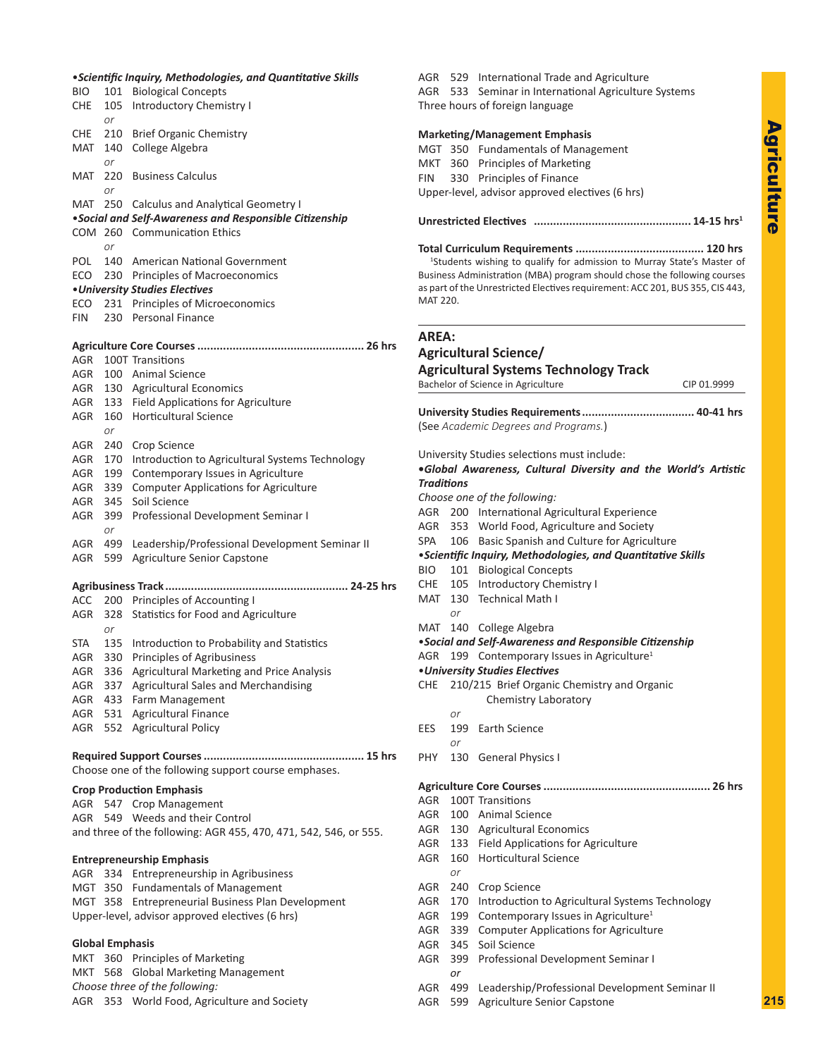**•Scientific Inquiry, Methodologies, and Quantitative Skills**

BIO 101 Biological Concepts
CHE 105 Introductory Chemistry I
*or*
CHE 210 Brief Organic Chemistry
MAT 140 College Algebra
*or*
MAT 220 Business Calculus
*or*
MAT 250 Calculus and Analytical Geometry I

**•Social and Self-Awareness and Responsible Citizenship**

COM 260 Communication Ethics
*or*
POL 140 American National Government
ECO 230 Principles of Macroeconomics

**•University Studies Electives**

ECO 231 Principles of Microeconomics
FIN 230 Personal Finance

**Agriculture Core Courses .................................................. 26 hrs**

AGR 100T Transitions
AGR 100 Animal Science
AGR 130 Agricultural Economics
AGR 133 Field Applications for Agriculture
AGR 160 Horticultural Science
*or*
AGR 240 Crop Science
AGR 170 Introduction to Agricultural Systems Technology
AGR 199 Contemporary Issues in Agriculture
AGR 339 Computer Applications for Agriculture
AGR 345 Soil Science
AGR 399 Professional Development Seminar I
*or*
AGR 499 Leadership/Professional Development Seminar II
AGR 599 Agriculture Senior Capstone

**Agribusiness Track ....................................................... 24-25 hrs**

ACC 200 Principles of Accounting I
AGR 328 Statistics for Food and Agriculture
*or*
STA 135 Introduction to Probability and Statistics
AGR 330 Principles of Agribusiness
AGR 336 Agricultural Marketing and Price Analysis
AGR 337 Agricultural Sales and Merchandising
AGR 433 Farm Management
AGR 531 Agricultural Finance
AGR 552 Agricultural Policy

**Required Support Courses ................................................. 15 hrs**

Choose one of the following support course emphases.

**Crop Production Emphasis**

AGR 547 Crop Management
AGR 549 Weeds and their Control
and three of the following: AGR 455, 470, 471, 542, 546, or 555.

**Entrepreneurship Emphasis**

AGR 334 Entrepreneurship in Agribusiness
MGT 350 Fundamentals of Management
MGT 358 Entrepreneurial Business Plan Development
Upper-level, advisor approved electives (6 hrs)

**Global Emphasis**

MKT 360 Principles of Marketing
MKT 568 Global Marketing Management
*Choose three of the following:*
AGR 353 World Food, Agriculture and Society
AGR 529 International Trade and Agriculture
AGR 533 Seminar in International Agriculture Systems
Three hours of foreign language

**Marketing/Management Emphasis**

MGT 350 Fundamentals of Management
MKT 360 Principles of Marketing
FIN 330 Principles of Finance
Upper-level, advisor approved electives (6 hrs)

**Unrestricted Electives ................................................ 14-15 hrs[1]**

**Total Curriculum Requirements ....................................... 120 hrs**

[1]Students wishing to qualify for admission to Murray State's Master of Business Administration (MBA) program should chose the following courses as part of the Unrestricted Electives requirement: ACC 201, BUS 355, CIS 443, MAT 220.

## AREA: Agricultural Science/ Agricultural Systems Technology Track

Bachelor of Science in Agriculture — CIP 01.9999

**University Studies Requirements .................................. 40-41 hrs**

(See *Academic Degrees and Programs.*)

University Studies selections must include:

**•Global Awareness, Cultural Diversity and the World's Artistic Traditions**

*Choose one of the following:*
AGR 200 International Agricultural Experience
AGR 353 World Food, Agriculture and Society
SPA 106 Basic Spanish and Culture for Agriculture

**•Scientific Inquiry, Methodologies, and Quantitative Skills**

BIO 101 Biological Concepts
CHE 105 Introductory Chemistry I
MAT 130 Technical Math I
*or*
MAT 140 College Algebra

**•Social and Self-Awareness and Responsible Citizenship**

AGR 199 Contemporary Issues in Agriculture[1]

**•University Studies Electives**

CHE 210/215 Brief Organic Chemistry and Organic Chemistry Laboratory
*or*
EES 199 Earth Science
*or*
PHY 130 General Physics I

**Agriculture Core Courses .................................................. 26 hrs**

AGR 100T Transitions
AGR 100 Animal Science
AGR 130 Agricultural Economics
AGR 133 Field Applications for Agriculture
AGR 160 Horticultural Science
*or*
AGR 240 Crop Science
AGR 170 Introduction to Agricultural Systems Technology
AGR 199 Contemporary Issues in Agriculture[1]
AGR 339 Computer Applications for Agriculture
AGR 345 Soil Science
AGR 399 Professional Development Seminar I
*or*
AGR 499 Leadership/Professional Development Seminar II
AGR 599 Agriculture Senior Capstone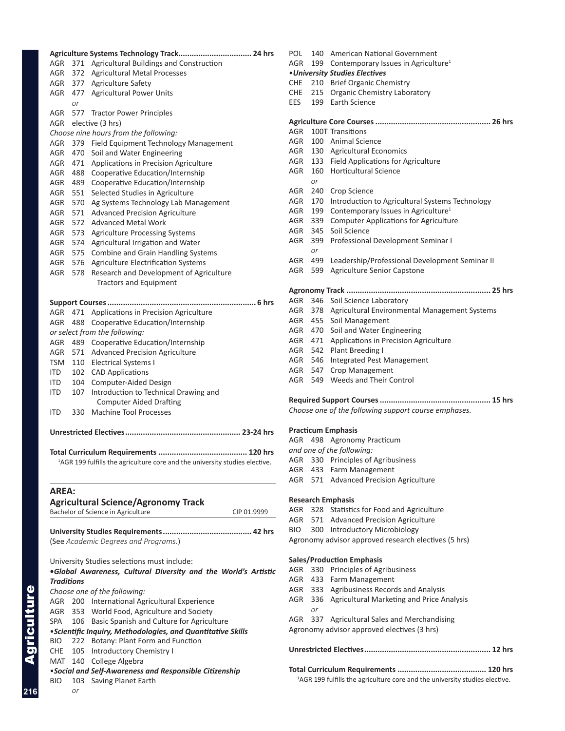**Agriculture Systems Technology Track................................. 24 hrs**

AGR 371 Agricultural Buildings and Construction
AGR 372 Agricultural Metal Processes
AGR 377 Agriculture Safety
AGR 477 Agricultural Power Units
*or*
AGR 577 Tractor Power Principles
AGR elective (3 hrs)

*Choose nine hours from the following:*

AGR 379 Field Equipment Technology Management
AGR 470 Soil and Water Engineering
AGR 471 Applications in Precision Agriculture
AGR 488 Cooperative Education/Internship
AGR 489 Cooperative Education/Internship
AGR 551 Selected Studies in Agriculture
AGR 570 Ag Systems Technology Lab Management
AGR 571 Advanced Precision Agriculture
AGR 572 Advanced Metal Work
AGR 573 Agriculture Processing Systems
AGR 574 Agricultural Irrigation and Water
AGR 575 Combine and Grain Handling Systems
AGR 576 Agriculture Electrification Systems
AGR 578 Research and Development of Agriculture Tractors and Equipment

**Support Courses.................................................................. 6 hrs**

AGR 471 Applications in Precision Agriculture
AGR 488 Cooperative Education/Internship

*or select from the following:*

AGR 489 Cooperative Education/Internship
AGR 571 Advanced Precision Agriculture
TSM 110 Electrical Systems I
ITD 102 CAD Applications
ITD 104 Computer-Aided Design
ITD 107 Introduction to Technical Drawing and Computer Aided Drafting
ITD 330 Machine Tool Processes

**Unrestricted Electives.................................................. 23-24 hrs**

**Total Curriculum Requirements ....................................... 120 hrs**

[1]AGR 199 fulfills the agriculture core and the university studies elective.

## AREA:
## Agricultural Science/Agronomy Track

Bachelor of Science in Agriculture — CIP 01.9999

**University Studies Requirements....................................... 42 hrs**

(See *Academic Degrees and Programs.*)

University Studies selections must include:

•***Global Awareness, Cultural Diversity and the World's Artistic Traditions***

*Choose one of the following:*

AGR 200 International Agricultural Experience
AGR 353 World Food, Agriculture and Society
SPA 106 Basic Spanish and Culture for Agriculture

•***Scientific Inquiry, Methodologies, and Quantitative Skills***

BIO 222 Botany: Plant Form and Function
CHE 105 Introductory Chemistry I
MAT 140 College Algebra

•***Social and Self-Awareness and Responsible Citizenship***

BIO 103 Saving Planet Earth
*or*
POL 140 American National Government
AGR 199 Contemporary Issues in Agriculture[1]

•***University Studies Electives***

CHE 210 Brief Organic Chemistry
CHE 215 Organic Chemistry Laboratory
EES 199 Earth Science

**Agriculture Core Courses .................................................. 26 hrs**

AGR 100T Transitions
AGR 100 Animal Science
AGR 130 Agricultural Economics
AGR 133 Field Applications for Agriculture
AGR 160 Horticultural Science
*or*
AGR 240 Crop Science
AGR 170 Introduction to Agricultural Systems Technology
AGR 199 Contemporary Issues in Agriculture[1]
AGR 339 Computer Applications for Agriculture
AGR 345 Soil Science
AGR 399 Professional Development Seminar I
*or*
AGR 499 Leadership/Professional Development Seminar II
AGR 599 Agriculture Senior Capstone

**Agronomy Track ................................................................ 25 hrs**

AGR 346 Soil Science Laboratory
AGR 378 Agricultural Environmental Management Systems
AGR 455 Soil Management
AGR 470 Soil and Water Engineering
AGR 471 Applications in Precision Agriculture
AGR 542 Plant Breeding I
AGR 546 Integrated Pest Management
AGR 547 Crop Management
AGR 549 Weeds and Their Control

**Required Support Courses ................................................. 15 hrs**

*Choose one of the following support course emphases.*

**Practicum Emphasis**

AGR 498 Agronomy Practicum

*and one of the following:*

AGR 330 Principles of Agribusiness
AGR 433 Farm Management
AGR 571 Advanced Precision Agriculture

**Research Emphasis**

AGR 328 Statistics for Food and Agriculture
AGR 571 Advanced Precision Agriculture
BIO 300 Introductory Microbiology
Agronomy advisor approved research electives (5 hrs)

**Sales/Production Emphasis**

AGR 330 Principles of Agribusiness
AGR 433 Farm Management
AGR 333 Agribusiness Records and Analysis
AGR 336 Agricultural Marketing and Price Analysis
*or*
AGR 337 Agricultural Sales and Merchandising
Agronomy advisor approved electives (3 hrs)

**Unrestricted Electives........................................................ 12 hrs**

**Total Curriculum Requirements ....................................... 120 hrs**

[1]AGR 199 fulfills the agriculture core and the university studies elective.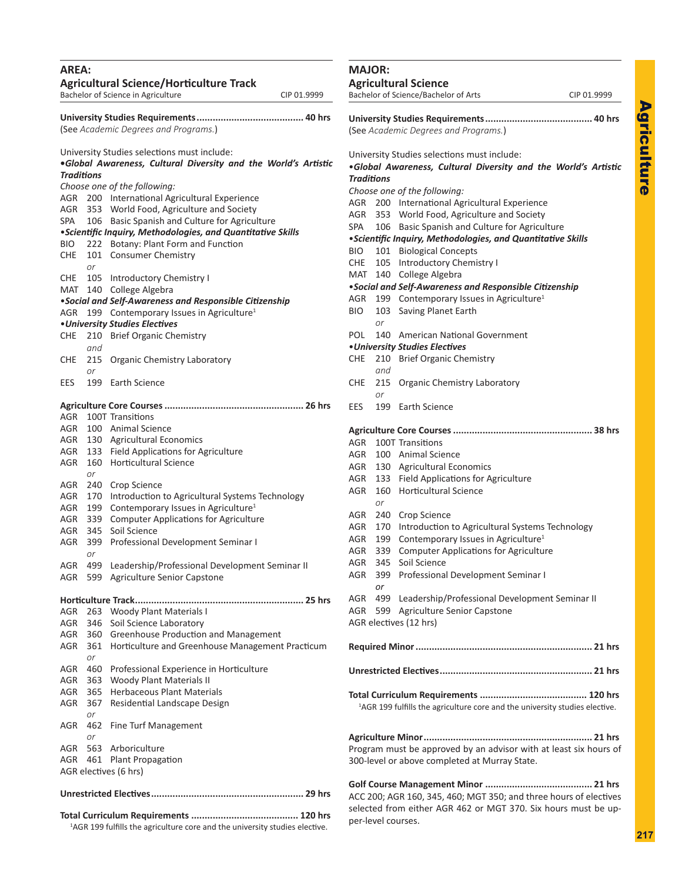## AREA:
## Agricultural Science/Horticulture Track

Bachelor of Science in Agriculture — CIP 01.9999

**University Studies Requirements....................................... 40 hrs**
(See *Academic Degrees and Programs.*)

University Studies selections must include:

**•*Global Awareness, Cultural Diversity and the World's Artistic Traditions***

*Choose one of the following:*

AGR 200 International Agricultural Experience
AGR 353 World Food, Agriculture and Society
SPA 106 Basic Spanish and Culture for Agriculture

**•*Scientific Inquiry, Methodologies, and Quantitative Skills***

BIO 222 Botany: Plant Form and Function
CHE 101 Consumer Chemistry
*or*
CHE 105 Introductory Chemistry I
MAT 140 College Algebra

**•*Social and Self-Awareness and Responsible Citizenship***

AGR 199 Contemporary Issues in Agriculture[1]

**•*University Studies Electives***

CHE 210 Brief Organic Chemistry
*and*
CHE 215 Organic Chemistry Laboratory
*or*
EES 199 Earth Science

**Agriculture Core Courses ................................................... 26 hrs**

AGR 100T Transitions
AGR 100 Animal Science
AGR 130 Agricultural Economics
AGR 133 Field Applications for Agriculture
AGR 160 Horticultural Science
*or*
AGR 240 Crop Science
AGR 170 Introduction to Agricultural Systems Technology
AGR 199 Contemporary Issues in Agriculture[1]
AGR 339 Computer Applications for Agriculture
AGR 345 Soil Science
AGR 399 Professional Development Seminar I
*or*
AGR 499 Leadership/Professional Development Seminar II
AGR 599 Agriculture Senior Capstone

**Horticulture Track............................................................. 25 hrs**

AGR 263 Woody Plant Materials I
AGR 346 Soil Science Laboratory
AGR 360 Greenhouse Production and Management
AGR 361 Horticulture and Greenhouse Management Practicum
*or*
AGR 460 Professional Experience in Horticulture
AGR 363 Woody Plant Materials II
AGR 365 Herbaceous Plant Materials
AGR 367 Residential Landscape Design
*or*
AGR 462 Fine Turf Management
*or*
AGR 563 Arboriculture
AGR 461 Plant Propagation
AGR electives (6 hrs)

**Unrestricted Electives........................................................ 29 hrs**

**Total Curriculum Requirements ....................................... 120 hrs**

[1]AGR 199 fulfills the agriculture core and the university studies elective.

## MAJOR:
## Agricultural Science

Bachelor of Science/Bachelor of Arts — CIP 01.9999

**University Studies Requirements....................................... 40 hrs**
(See *Academic Degrees and Programs.*)

University Studies selections must include:

**•*Global Awareness, Cultural Diversity and the World's Artistic Traditions***

*Choose one of the following:*

AGR 200 International Agricultural Experience
AGR 353 World Food, Agriculture and Society
SPA 106 Basic Spanish and Culture for Agriculture

**•*Scientific Inquiry, Methodologies, and Quantitative Skills***

BIO 101 Biological Concepts
CHE 105 Introductory Chemistry I
MAT 140 College Algebra

**•*Social and Self-Awareness and Responsible Citizenship***

AGR 199 Contemporary Issues in Agriculture[1]
BIO 103 Saving Planet Earth
*or*
POL 140 American National Government

**•*University Studies Electives***

CHE 210 Brief Organic Chemistry
*and*
CHE 215 Organic Chemistry Laboratory
*or*
EES 199 Earth Science

**Agriculture Core Courses ................................................... 38 hrs**

AGR 100T Transitions
AGR 100 Animal Science
AGR 130 Agricultural Economics
AGR 133 Field Applications for Agriculture
AGR 160 Horticultural Science
*or*
AGR 240 Crop Science
AGR 170 Introduction to Agricultural Systems Technology
AGR 199 Contemporary Issues in Agriculture[1]
AGR 339 Computer Applications for Agriculture
AGR 345 Soil Science
AGR 399 Professional Development Seminar I
*or*
AGR 499 Leadership/Professional Development Seminar II
AGR 599 Agriculture Senior Capstone
AGR electives (12 hrs)

**Required Minor ................................................................. 21 hrs**

**Unrestricted Electives........................................................ 21 hrs**

**Total Curriculum Requirements ....................................... 120 hrs**

[1]AGR 199 fulfills the agriculture core and the university studies elective.

**Agriculture Minor.............................................................. 21 hrs**
Program must be approved by an advisor with at least six hours of 300-level or above completed at Murray State.

**Golf Course Management Minor ....................................... 21 hrs**
ACC 200; AGR 160, 345, 460; MGT 350; and three hours of electives selected from either AGR 462 or MGT 370. Six hours must be upper-level courses.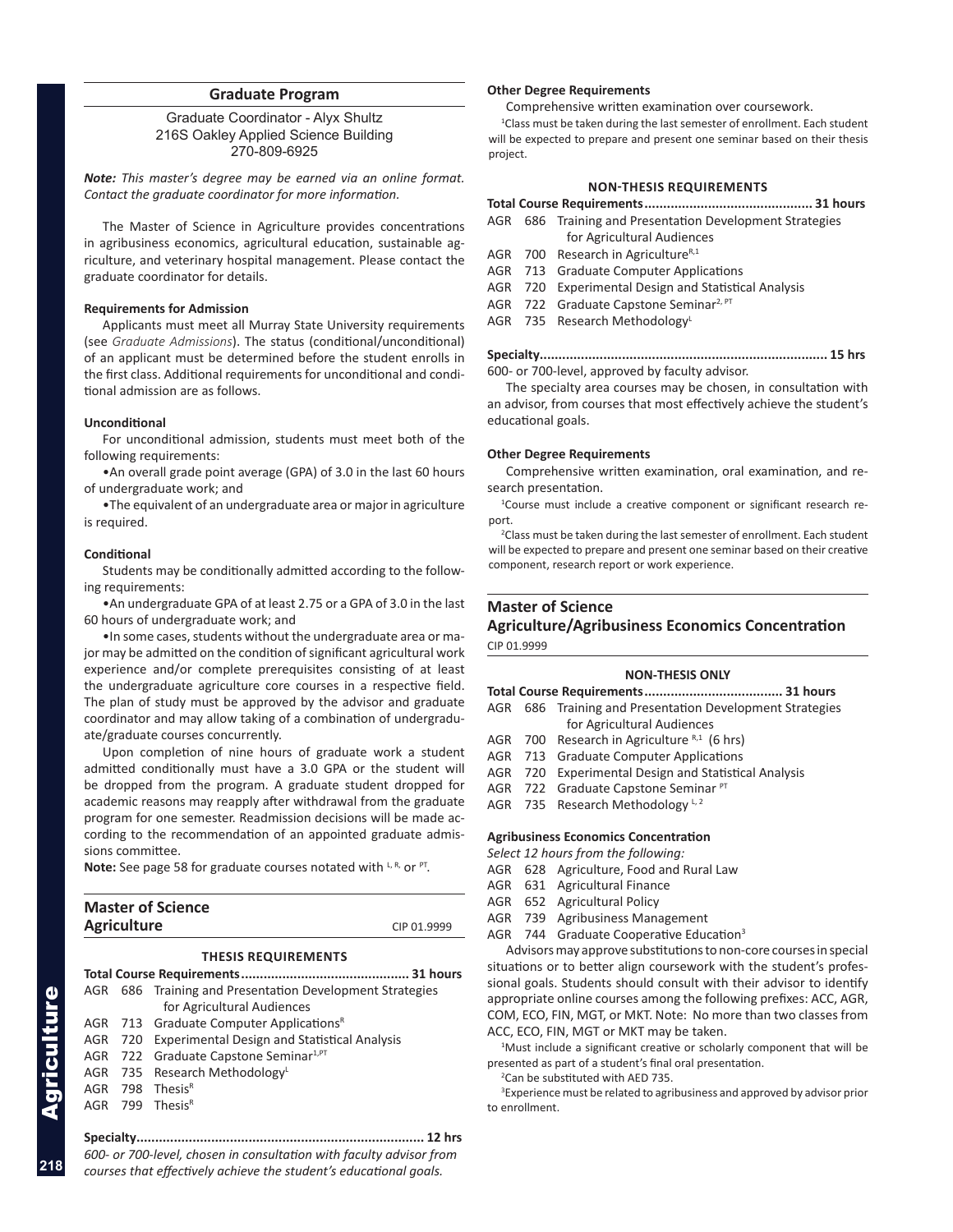## Graduate Program

Graduate Coordinator - Alyx Shultz
216S Oakley Applied Science Building
270-809-6925

***Note:*** *This master's degree may be earned via an online format. Contact the graduate coordinator for more information.*

The Master of Science in Agriculture provides concentrations in agribusiness economics, agricultural education, sustainable agriculture, and veterinary hospital management. Please contact the graduate coordinator for details.

**Requirements for Admission**

Applicants must meet all Murray State University requirements (see *Graduate Admissions*). The status (conditional/unconditional) of an applicant must be determined before the student enrolls in the first class. Additional requirements for unconditional and conditional admission are as follows.

**Unconditional**

For unconditional admission, students must meet both of the following requirements:

- An overall grade point average (GPA) of 3.0 in the last 60 hours of undergraduate work; and
- The equivalent of an undergraduate area or major in agriculture is required.

**Conditional**

Students may be conditionally admitted according to the following requirements:

- An undergraduate GPA of at least 2.75 or a GPA of 3.0 in the last 60 hours of undergraduate work; and
- In some cases, students without the undergraduate area or major may be admitted on the condition of significant agricultural work experience and/or complete prerequisites consisting of at least the undergraduate agriculture core courses in a respective field. The plan of study must be approved by the advisor and graduate coordinator and may allow taking of a combination of undergraduate/graduate courses concurrently.

Upon completion of nine hours of graduate work a student admitted conditionally must have a 3.0 GPA or the student will be dropped from the program. A graduate student dropped for academic reasons may reapply after withdrawal from the graduate program for one semester. Readmission decisions will be made according to the recommendation of an appointed graduate admissions committee.

**Note:** See page 58 for graduate courses notated with [L, R,] or [PT].

## Master of Science Agriculture

CIP 01.9999

### THESIS REQUIREMENTS

**Total Course Requirements............................................ 31 hours**

- AGR 686 Training and Presentation Development Strategies for Agricultural Audiences
- AGR 713 Graduate Computer Applications[R]
- AGR 720 Experimental Design and Statistical Analysis
- AGR 722 Graduate Capstone Seminar[1,PT]
- AGR 735 Research Methodology[L]
- AGR 798 Thesis[R]
- AGR 799 Thesis[R]

**Specialty........................................................................... 12 hrs**

*600- or 700-level, chosen in consultation with faculty advisor from courses that effectively achieve the student's educational goals.*

**Other Degree Requirements**

Comprehensive written examination over coursework.

[1]Class must be taken during the last semester of enrollment. Each student will be expected to prepare and present one seminar based on their thesis project.

### NON-THESIS REQUIREMENTS

**Total Course Requirements............................................ 31 hours**

- AGR 686 Training and Presentation Development Strategies for Agricultural Audiences
- AGR 700 Research in Agriculture[R,1]
- AGR 713 Graduate Computer Applications
- AGR 720 Experimental Design and Statistical Analysis
- AGR 722 Graduate Capstone Seminar[2, PT]
- AGR 735 Research Methodology[L]

**Specialty........................................................................... 15 hrs**

600- or 700-level, approved by faculty advisor.

The specialty area courses may be chosen, in consultation with an advisor, from courses that most effectively achieve the student's educational goals.

**Other Degree Requirements**

Comprehensive written examination, oral examination, and research presentation.

[1]Course must include a creative component or significant research report.

[2]Class must be taken during the last semester of enrollment. Each student will be expected to prepare and present one seminar based on their creative component, research report or work experience.

## Master of Science Agriculture/Agribusiness Economics Concentration

CIP 01.9999

### NON-THESIS ONLY

**Total Course Requirements.................................... 31 hours**

- AGR 686 Training and Presentation Development Strategies for Agricultural Audiences
- AGR 700 Research in Agriculture [R,1] (6 hrs)
- AGR 713 Graduate Computer Applications
- AGR 720 Experimental Design and Statistical Analysis
- AGR 722 Graduate Capstone Seminar [PT]
- AGR 735 Research Methodology [L, 2]

**Agribusiness Economics Concentration**

*Select 12 hours from the following:*

- AGR 628 Agriculture, Food and Rural Law
- AGR 631 Agricultural Finance
- AGR 652 Agricultural Policy
- AGR 739 Agribusiness Management
- AGR 744 Graduate Cooperative Education[3]

Advisors may approve substitutions to non-core courses in special situations or to better align coursework with the student's professional goals. Students should consult with their advisor to identify appropriate online courses among the following prefixes: ACC, AGR, COM, ECO, FIN, MGT, or MKT. Note: No more than two classes from ACC, ECO, FIN, MGT or MKT may be taken.

[1]Must include a significant creative or scholarly component that will be presented as part of a student's final oral presentation.

[2]Can be substituted with AED 735.

[3]Experience must be related to agribusiness and approved by advisor prior to enrollment.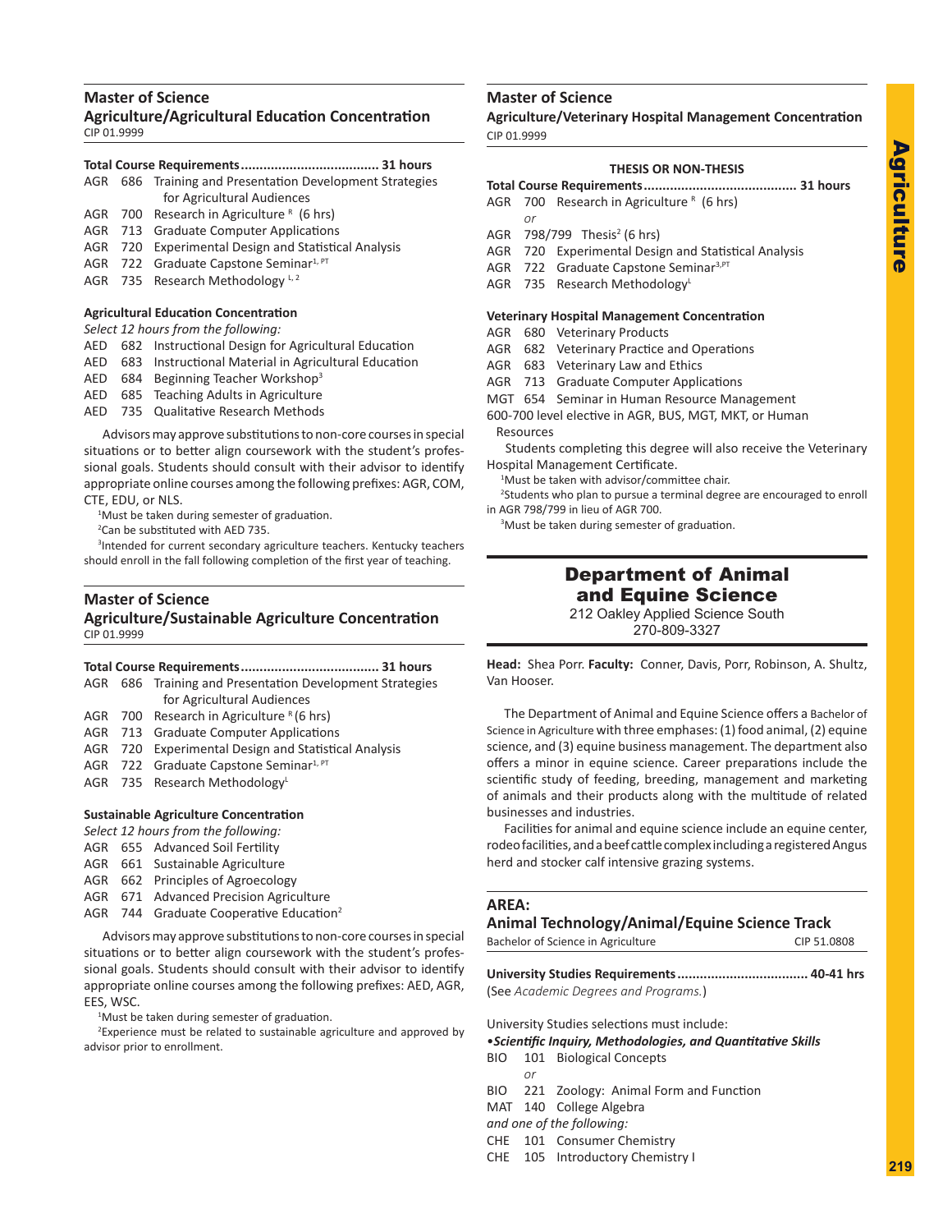## Master of Science

### Agriculture/Agricultural Education Concentration

CIP 01.9999

**Total Course Requirements .................................... 31 hours**

AGR 686 Training and Presentation Development Strategies for Agricultural Audiences
AGR 700 Research in Agriculture [R] (6 hrs)
AGR 713 Graduate Computer Applications
AGR 720 Experimental Design and Statistical Analysis
AGR 722 Graduate Capstone Seminar[1, PT]
AGR 735 Research Methodology [L, 2]

**Agricultural Education Concentration**

*Select 12 hours from the following:*

AED 682 Instructional Design for Agricultural Education
AED 683 Instructional Material in Agricultural Education
AED 684 Beginning Teacher Workshop[3]
AED 685 Teaching Adults in Agriculture
AED 735 Qualitative Research Methods

Advisors may approve substitutions to non-core courses in special situations or to better align coursework with the student's professional goals. Students should consult with their advisor to identify appropriate online courses among the following prefixes: AGR, COM, CTE, EDU, or NLS.

[1]Must be taken during semester of graduation.
[2]Can be substituted with AED 735.
[3]Intended for current secondary agriculture teachers. Kentucky teachers should enroll in the fall following completion of the first year of teaching.

## Master of Science

### Agriculture/Sustainable Agriculture Concentration

CIP 01.9999

**Total Course Requirements .................................... 31 hours**

AGR 686 Training and Presentation Development Strategies for Agricultural Audiences
AGR 700 Research in Agriculture [R] (6 hrs)
AGR 713 Graduate Computer Applications
AGR 720 Experimental Design and Statistical Analysis
AGR 722 Graduate Capstone Seminar[1, PT]
AGR 735 Research Methodology[L]

**Sustainable Agriculture Concentration**

*Select 12 hours from the following:*

AGR 655 Advanced Soil Fertility
AGR 661 Sustainable Agriculture
AGR 662 Principles of Agroecology
AGR 671 Advanced Precision Agriculture
AGR 744 Graduate Cooperative Education[2]

Advisors may approve substitutions to non-core courses in special situations or to better align coursework with the student's professional goals. Students should consult with their advisor to identify appropriate online courses among the following prefixes: AED, AGR, EES, WSC.

[1]Must be taken during semester of graduation.
[2]Experience must be related to sustainable agriculture and approved by advisor prior to enrollment.

## Master of Science

### Agriculture/Veterinary Hospital Management Concentration

CIP 01.9999

**THESIS OR NON-THESIS**

**Total Course Requirements ........................................ 31 hours**

AGR 700 Research in Agriculture [R] (6 hrs)
*or*
AGR 798/799 Thesis[2] (6 hrs)
AGR 720 Experimental Design and Statistical Analysis
AGR 722 Graduate Capstone Seminar[3,PT]
AGR 735 Research Methodology[L]

**Veterinary Hospital Management Concentration**

AGR 680 Veterinary Products
AGR 682 Veterinary Practice and Operations
AGR 683 Veterinary Law and Ethics
AGR 713 Graduate Computer Applications
MGT 654 Seminar in Human Resource Management
600-700 level elective in AGR, BUS, MGT, MKT, or Human Resources

Students completing this degree will also receive the Veterinary Hospital Management Certificate.

[1]Must be taken with advisor/committee chair.
[2]Students who plan to pursue a terminal degree are encouraged to enroll in AGR 798/799 in lieu of AGR 700.
[3]Must be taken during semester of graduation.

# Department of Animal and Equine Science

212 Oakley Applied Science South
270-809-3327

**Head:** Shea Porr. **Faculty:** Conner, Davis, Porr, Robinson, A. Shultz, Van Hooser.

The Department of Animal and Equine Science offers a Bachelor of Science in Agriculture with three emphases: (1) food animal, (2) equine science, and (3) equine business management. The department also offers a minor in equine science. Career preparations include the scientific study of feeding, breeding, management and marketing of animals and their products along with the multitude of related businesses and industries.

Facilities for animal and equine science include an equine center, rodeo facilities, and a beef cattle complex including a registered Angus herd and stocker calf intensive grazing systems.

## AREA:

### Animal Technology/Animal/Equine Science Track

Bachelor of Science in Agriculture — CIP 51.0808

**University Studies Requirements .................................. 40-41 hrs**

(See *Academic Degrees and Programs.*)

University Studies selections must include:

•***Scientific Inquiry, Methodologies, and Quantitative Skills***

BIO 101 Biological Concepts
*or*
BIO 221 Zoology: Animal Form and Function
MAT 140 College Algebra
*and one of the following:*
CHE 101 Consumer Chemistry
CHE 105 Introductory Chemistry I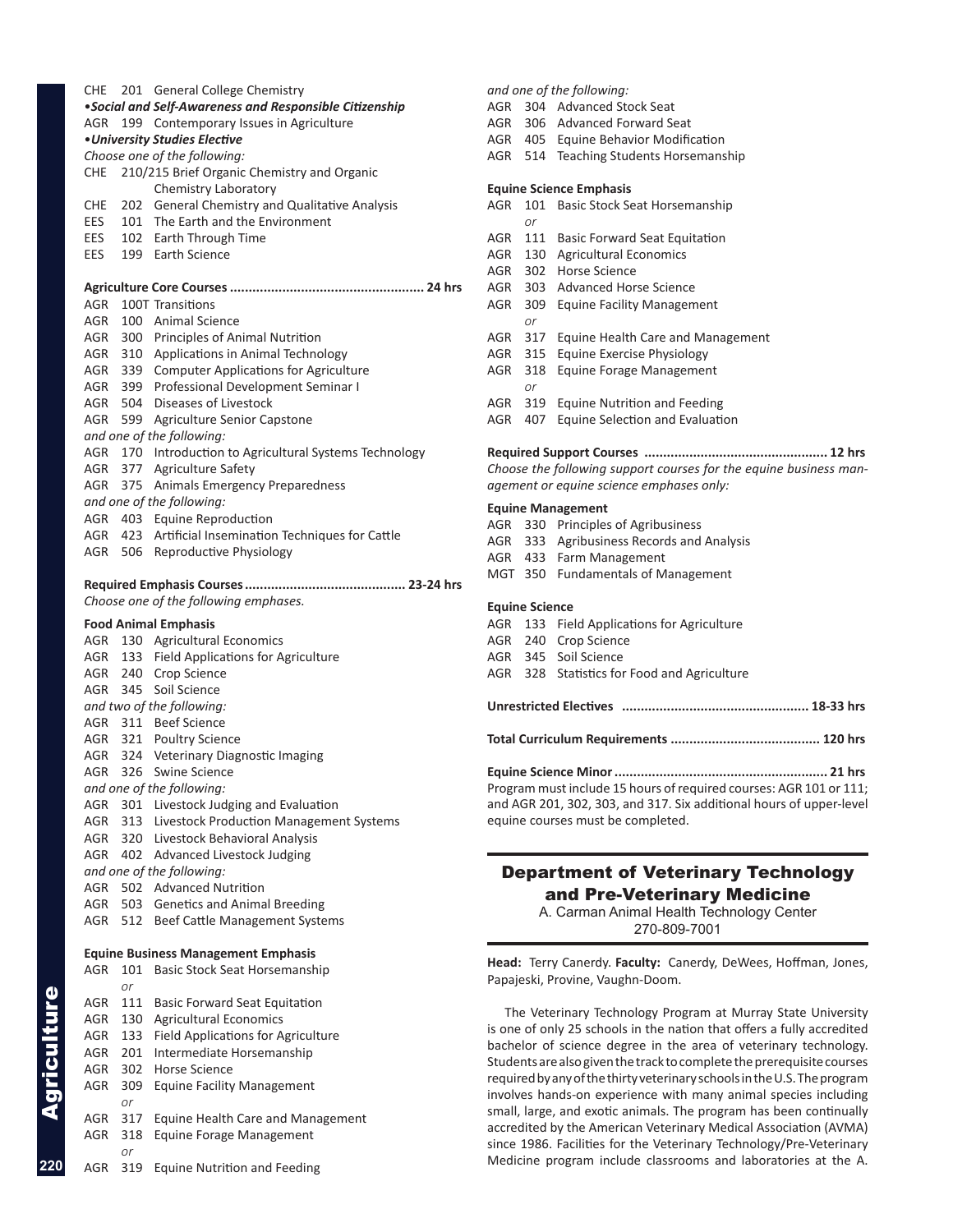CHE 201 General College Chemistry

•***Social and Self-Awareness and Responsible Citizenship***

AGR 199 Contemporary Issues in Agriculture

•***University Studies Elective***

*Choose one of the following:*

CHE 210/215 Brief Organic Chemistry and Organic Chemistry Laboratory
CHE 202 General Chemistry and Qualitative Analysis
EES 101 The Earth and the Environment
EES 102 Earth Through Time
EES 199 Earth Science

**Agriculture Core Courses .................................................. 24 hrs**

AGR 100T Transitions
AGR 100 Animal Science
AGR 300 Principles of Animal Nutrition
AGR 310 Applications in Animal Technology
AGR 339 Computer Applications for Agriculture
AGR 399 Professional Development Seminar I
AGR 504 Diseases of Livestock
AGR 599 Agriculture Senior Capstone

*and one of the following:*

AGR 170 Introduction to Agricultural Systems Technology
AGR 377 Agriculture Safety
AGR 375 Animals Emergency Preparedness

*and one of the following:*

AGR 403 Equine Reproduction
AGR 423 Artificial Insemination Techniques for Cattle
AGR 506 Reproductive Physiology

**Required Emphasis Courses .......................................... 23-24 hrs**

*Choose one of the following emphases.*

**Food Animal Emphasis**

AGR 130 Agricultural Economics
AGR 133 Field Applications for Agriculture
AGR 240 Crop Science
AGR 345 Soil Science

*and two of the following:*

AGR 311 Beef Science
AGR 321 Poultry Science
AGR 324 Veterinary Diagnostic Imaging
AGR 326 Swine Science

*and one of the following:*

AGR 301 Livestock Judging and Evaluation
AGR 313 Livestock Production Management Systems
AGR 320 Livestock Behavioral Analysis
AGR 402 Advanced Livestock Judging

*and one of the following:*

AGR 502 Advanced Nutrition
AGR 503 Genetics and Animal Breeding
AGR 512 Beef Cattle Management Systems

**Equine Business Management Emphasis**

AGR 101 Basic Stock Seat Horsemanship
*or*
AGR 111 Basic Forward Seat Equitation
AGR 130 Agricultural Economics
AGR 133 Field Applications for Agriculture
AGR 201 Intermediate Horsemanship
AGR 302 Horse Science
AGR 309 Equine Facility Management
*or*
AGR 317 Equine Health Care and Management
AGR 318 Equine Forage Management
*or*
AGR 319 Equine Nutrition and Feeding

*and one of the following:*

AGR 304 Advanced Stock Seat
AGR 306 Advanced Forward Seat
AGR 405 Equine Behavior Modification
AGR 514 Teaching Students Horsemanship

**Equine Science Emphasis**

AGR 101 Basic Stock Seat Horsemanship
*or*
AGR 111 Basic Forward Seat Equitation
AGR 130 Agricultural Economics
AGR 302 Horse Science
AGR 303 Advanced Horse Science
AGR 309 Equine Facility Management
*or*
AGR 317 Equine Health Care and Management
AGR 315 Equine Exercise Physiology
AGR 318 Equine Forage Management
*or*
AGR 319 Equine Nutrition and Feeding
AGR 407 Equine Selection and Evaluation

**Required Support Courses ................................................ 12 hrs**

*Choose the following support courses for the equine business management or equine science emphases only:*

**Equine Management**

AGR 330 Principles of Agribusiness
AGR 333 Agribusiness Records and Analysis
AGR 433 Farm Management
MGT 350 Fundamentals of Management

**Equine Science**

AGR 133 Field Applications for Agriculture
AGR 240 Crop Science
AGR 345 Soil Science
AGR 328 Statistics for Food and Agriculture

**Unrestricted Electives ................................................. 18-33 hrs**

**Total Curriculum Requirements ....................................... 120 hrs**

**Equine Science Minor ........................................................ 21 hrs**

Program must include 15 hours of required courses: AGR 101 or 111; and AGR 201, 302, 303, and 317. Six additional hours of upper-level equine courses must be completed.

## Department of Veterinary Technology and Pre-Veterinary Medicine

A. Carman Animal Health Technology Center
270-809-7001

**Head:** Terry Canerdy. **Faculty:** Canerdy, DeWees, Hoffman, Jones, Papajeski, Provine, Vaughn-Doom.

The Veterinary Technology Program at Murray State University is one of only 25 schools in the nation that offers a fully accredited bachelor of science degree in the area of veterinary technology. Students are also given the track to complete the prerequisite courses required by any of the thirty veterinary schools in the U.S. The program involves hands-on experience with many animal species including small, large, and exotic animals. The program has been continually accredited by the American Veterinary Medical Association (AVMA) since 1986. Facilities for the Veterinary Technology/Pre-Veterinary Medicine program include classrooms and laboratories at the A.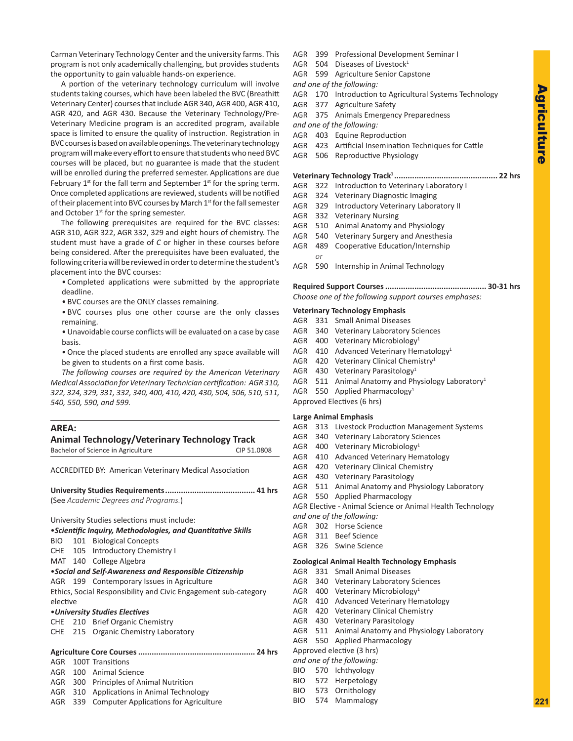Carman Veterinary Technology Center and the university farms. This program is not only academically challenging, but provides students the opportunity to gain valuable hands-on experience.

A portion of the veterinary technology curriculum will involve students taking courses, which have been labeled the BVC (Breathitt Veterinary Center) courses that include AGR 340, AGR 400, AGR 410, AGR 420, and AGR 430. Because the Veterinary Technology/Pre-Veterinary Medicine program is an accredited program, available space is limited to ensure the quality of instruction. Registration in BVC courses is based on available openings. The veterinary technology program will make every effort to ensure that students who need BVC courses will be placed, but no guarantee is made that the student will be enrolled during the preferred semester. Applications are due February 1st for the fall term and September 1st for the spring term. Once completed applications are reviewed, students will be notified of their placement into BVC courses by March 1st for the fall semester and October 1st for the spring semester.

The following prerequisites are required for the BVC classes: AGR 310, AGR 322, AGR 332, 329 and eight hours of chemistry. The student must have a grade of *C* or higher in these courses before being considered. After the prerequisites have been evaluated, the following criteria will be reviewed in order to determine the student's placement into the BVC courses:

- Completed applications were submitted by the appropriate deadline.
- BVC courses are the ONLY classes remaining.
- BVC courses plus one other course are the only classes remaining.
- Unavoidable course conflicts will be evaluated on a case by case basis.
- Once the placed students are enrolled any space available will be given to students on a first come basis.

*The following courses are required by the American Veterinary Medical Association for Veterinary Technician certification: AGR 310, 322, 324, 329, 331, 332, 340, 400, 410, 420, 430, 504, 506, 510, 511, 540, 550, 590, and 599.*

## AREA:
## Animal Technology/Veterinary Technology Track

Bachelor of Science in Agriculture — CIP 51.0808

ACCREDITED BY: American Veterinary Medical Association

**University Studies Requirements....................................... 41 hrs**
(See *Academic Degrees and Programs.*)

University Studies selections must include:

•***Scientific Inquiry, Methodologies, and Quantitative Skills***
BIO 101 Biological Concepts
CHE 105 Introductory Chemistry I
MAT 140 College Algebra

•***Social and Self-Awareness and Responsible Citizenship***
AGR 199 Contemporary Issues in Agriculture
Ethics, Social Responsibility and Civic Engagement sub-category elective

•***University Studies Electives***
CHE 210 Brief Organic Chemistry
CHE 215 Organic Chemistry Laboratory

**Agriculture Core Courses .................................................. 24 hrs**
AGR 100T Transitions
AGR 100 Animal Science
AGR 300 Principles of Animal Nutrition
AGR 310 Applications in Animal Technology
AGR 339 Computer Applications for Agriculture
AGR 399 Professional Development Seminar I
AGR 504 Diseases of Livestock[1]
AGR 599 Agriculture Senior Capstone
*and one of the following:*
AGR 170 Introduction to Agricultural Systems Technology
AGR 377 Agriculture Safety
AGR 375 Animals Emergency Preparedness
*and one of the following:*
AGR 403 Equine Reproduction
AGR 423 Artificial Insemination Techniques for Cattle
AGR 506 Reproductive Physiology

**Veterinary Technology Track[1] ............................................ 22 hrs**
AGR 322 Introduction to Veterinary Laboratory I
AGR 324 Veterinary Diagnostic Imaging
AGR 329 Introductory Veterinary Laboratory II
AGR 332 Veterinary Nursing
AGR 510 Animal Anatomy and Physiology
AGR 540 Veterinary Surgery and Anesthesia
AGR 489 Cooperative Education/Internship
*or*
AGR 590 Internship in Animal Technology

**Required Support Courses ............................................ 30-31 hrs**
*Choose one of the following support courses emphases:*

**Veterinary Technology Emphasis**
AGR 331 Small Animal Diseases
AGR 340 Veterinary Laboratory Sciences
AGR 400 Veterinary Microbiology[1]
AGR 410 Advanced Veterinary Hematology[1]
AGR 420 Veterinary Clinical Chemistry[1]
AGR 430 Veterinary Parasitology[1]
AGR 511 Animal Anatomy and Physiology Laboratory[1]
AGR 550 Applied Pharmacology[1]
Approved Electives (6 hrs)

**Large Animal Emphasis**
AGR 313 Livestock Production Management Systems
AGR 340 Veterinary Laboratory Sciences
AGR 400 Veterinary Microbiology[1]
AGR 410 Advanced Veterinary Hematology
AGR 420 Veterinary Clinical Chemistry
AGR 430 Veterinary Parasitology
AGR 511 Animal Anatomy and Physiology Laboratory
AGR 550 Applied Pharmacology
AGR Elective - Animal Science or Animal Health Technology
*and one of the following:*
AGR 302 Horse Science
AGR 311 Beef Science
AGR 326 Swine Science

**Zoological Animal Health Technology Emphasis**
AGR 331 Small Animal Diseases
AGR 340 Veterinary Laboratory Sciences
AGR 400 Veterinary Microbiology[1]
AGR 410 Advanced Veterinary Hematology
AGR 420 Veterinary Clinical Chemistry
AGR 430 Veterinary Parasitology
AGR 511 Animal Anatomy and Physiology Laboratory
AGR 550 Applied Pharmacology
Approved elective (3 hrs)
*and one of the following:*
BIO 570 Ichthyology
BIO 572 Herpetology
BIO 573 Ornithology
BIO 574 Mammalogy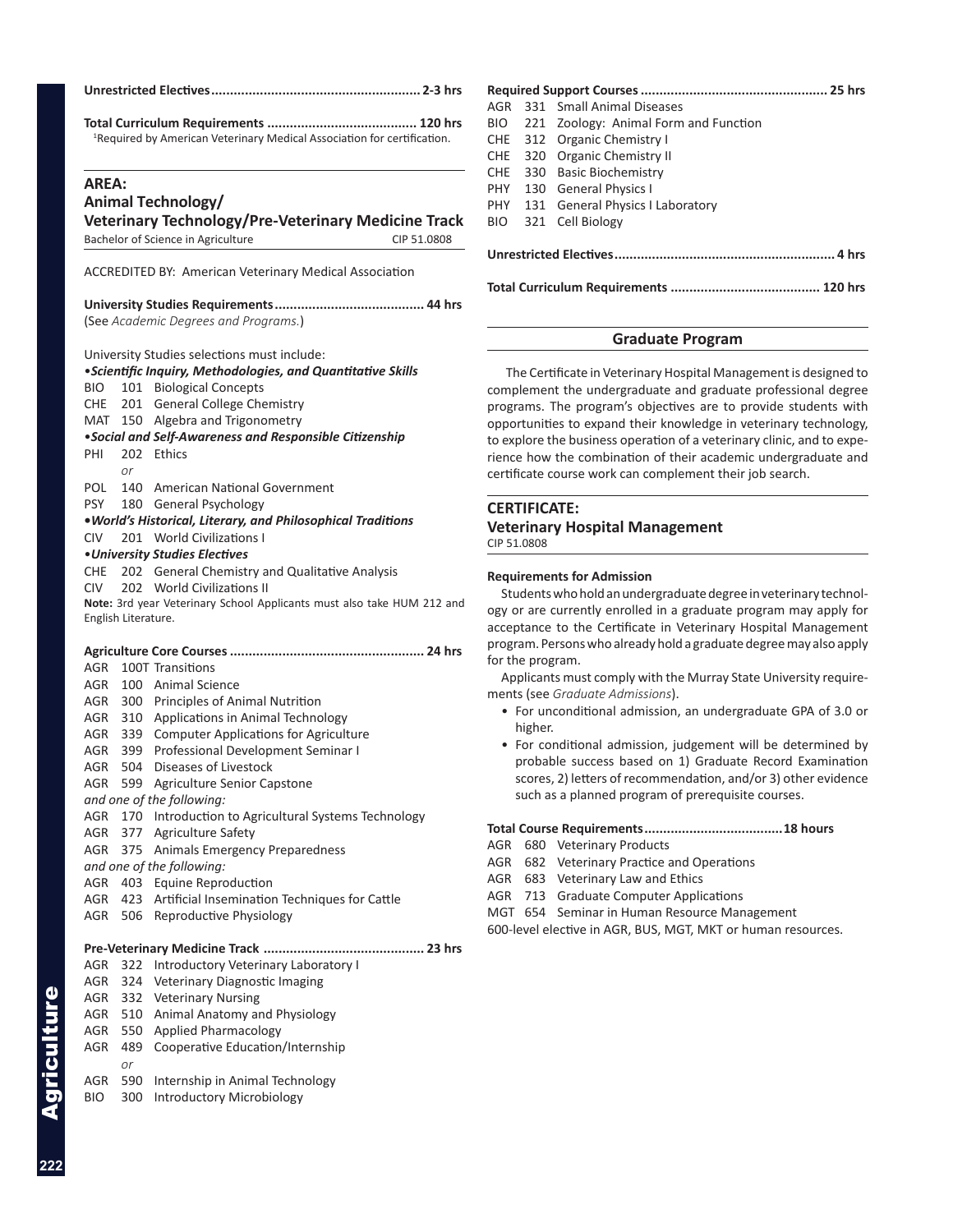**Unrestricted Electives....................................................... 2-3 hrs**

**Total Curriculum Requirements ........................................ 120 hrs**

[1]Required by American Veterinary Medical Association for certification.

## AREA:
## Animal Technology/ Veterinary Technology/Pre-Veterinary Medicine Track

Bachelor of Science in Agriculture CIP 51.0808

ACCREDITED BY: American Veterinary Medical Association

**University Studies Requirements ....................................... 44 hrs**
(See *Academic Degrees and Programs.*)

University Studies selections must include:

•***Scientific Inquiry, Methodologies, and Quantitative Skills***

BIO 101 Biological Concepts
CHE 201 General College Chemistry
MAT 150 Algebra and Trigonometry

•***Social and Self-Awareness and Responsible Citizenship***

PHI 202 Ethics
*or*
POL 140 American National Government
PSY 180 General Psychology

•***World's Historical, Literary, and Philosophical Traditions***

CIV 201 World Civilizations I

•***University Studies Electives***

CHE 202 General Chemistry and Qualitative Analysis
CIV 202 World Civilizations II

**Note:** 3rd year Veterinary School Applicants must also take HUM 212 and English Literature.

**Agriculture Core Courses ................................................... 24 hrs**

AGR 100T Transitions
AGR 100 Animal Science
AGR 300 Principles of Animal Nutrition
AGR 310 Applications in Animal Technology
AGR 339 Computer Applications for Agriculture
AGR 399 Professional Development Seminar I
AGR 504 Diseases of Livestock
AGR 599 Agriculture Senior Capstone

*and one of the following:*

AGR 170 Introduction to Agricultural Systems Technology
AGR 377 Agriculture Safety
AGR 375 Animals Emergency Preparedness

*and one of the following:*

AGR 403 Equine Reproduction
AGR 423 Artificial Insemination Techniques for Cattle
AGR 506 Reproductive Physiology

**Pre-Veterinary Medicine Track .......................................... 23 hrs**

AGR 322 Introductory Veterinary Laboratory I
AGR 324 Veterinary Diagnostic Imaging
AGR 332 Veterinary Nursing
AGR 510 Animal Anatomy and Physiology
AGR 550 Applied Pharmacology
AGR 489 Cooperative Education/Internship
*or*
AGR 590 Internship in Animal Technology
BIO 300 Introductory Microbiology

**Required Support Courses ................................................. 25 hrs**

AGR 331 Small Animal Diseases
BIO 221 Zoology: Animal Form and Function
CHE 312 Organic Chemistry I
CHE 320 Organic Chemistry II
CHE 330 Basic Biochemistry
PHY 130 General Physics I
PHY 131 General Physics I Laboratory
BIO 321 Cell Biology

**Unrestricted Electives.......................................................... 4 hrs**

**Total Curriculum Requirements ....................................... 120 hrs**

## Graduate Program

The Certificate in Veterinary Hospital Management is designed to complement the undergraduate and graduate professional degree programs. The program's objectives are to provide students with opportunities to expand their knowledge in veterinary technology, to explore the business operation of a veterinary clinic, and to experience how the combination of their academic undergraduate and certificate course work can complement their job search.

## CERTIFICATE:
## Veterinary Hospital Management

CIP 51.0808

**Requirements for Admission**

Students who hold an undergraduate degree in veterinary technology or are currently enrolled in a graduate program may apply for acceptance to the Certificate in Veterinary Hospital Management program. Persons who already hold a graduate degree may also apply for the program.

Applicants must comply with the Murray State University requirements (see *Graduate Admissions*).

- For unconditional admission, an undergraduate GPA of 3.0 or higher.
- For conditional admission, judgement will be determined by probable success based on 1) Graduate Record Examination scores, 2) letters of recommendation, and/or 3) other evidence such as a planned program of prerequisite courses.

**Total Course Requirements....................................18 hours**

AGR 680 Veterinary Products
AGR 682 Veterinary Practice and Operations
AGR 683 Veterinary Law and Ethics
AGR 713 Graduate Computer Applications
MGT 654 Seminar in Human Resource Management
600-level elective in AGR, BUS, MGT, MKT or human resources.